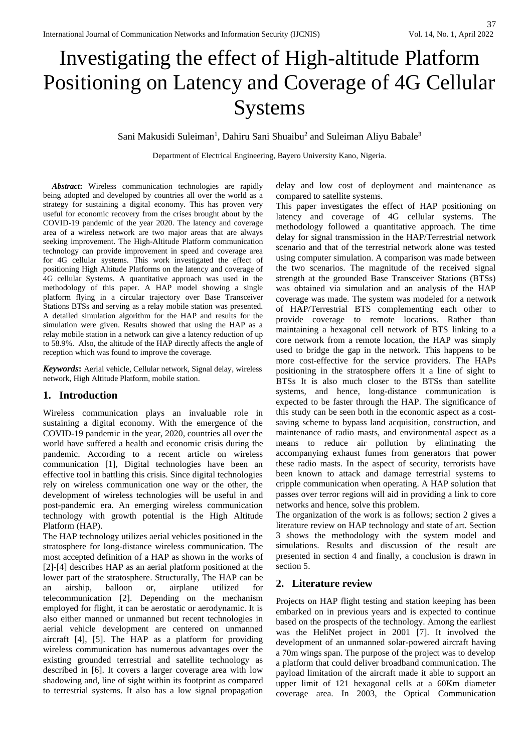# Investigating the effect of High-altitude Platform Positioning on Latency and Coverage of 4G Cellular Systems

Sani Makusidi Suleiman[1], Dahiru Sani Shuaibu[2] and Suleiman Aliyu Babale[3]

Department of Electrical Engineering, Bayero University Kano, Nigeria.

***Abstract*:** Wireless communication technologies are rapidly being adopted and developed by countries all over the world as a strategy for sustaining a digital economy. This has proven very useful for economic recovery from the crises brought about by the COVID-19 pandemic of the year 2020. The latency and coverage area of a wireless network are two major areas that are always seeking improvement. The High-Altitude Platform communication technology can provide improvement in speed and coverage area for 4G cellular systems. This work investigated the effect of positioning High Altitude Platforms on the latency and coverage of 4G cellular Systems. A quantitative approach was used in the methodology of this paper. A HAP model showing a single platform flying in a circular trajectory over Base Transceiver Stations BTSs and serving as a relay mobile station was presented. A detailed simulation algorithm for the HAP and results for the simulation were given. Results showed that using the HAP as a relay mobile station in a network can give a latency reduction of up to 58.9%. Also, the altitude of the HAP directly affects the angle of reception which was found to improve the coverage.

***Keywords*:** Aerial vehicle, Cellular network, Signal delay, wireless network, High Altitude Platform, mobile station.

## 1. Introduction

Wireless communication plays an invaluable role in sustaining a digital economy. With the emergence of the COVID-19 pandemic in the year, 2020, countries all over the world have suffered a health and economic crisis during the pandemic. According to a recent article on wireless communication [1], Digital technologies have been an effective tool in battling this crisis. Since digital technologies rely on wireless communication one way or the other, the development of wireless technologies will be useful in and post-pandemic era. An emerging wireless communication technology with growth potential is the High Altitude Platform (HAP).

The HAP technology utilizes aerial vehicles positioned in the stratosphere for long-distance wireless communication. The most accepted definition of a HAP as shown in the works of [2]-[4] describes HAP as an aerial platform positioned at the lower part of the stratosphere. Structurally, The HAP can be an airship, balloon or, airplane utilized for telecommunication [2]. Depending on the mechanism employed for flight, it can be aerostatic or aerodynamic. It is also either manned or unmanned but recent technologies in aerial vehicle development are centered on unmanned aircraft [4], [5]. The HAP as a platform for providing wireless communication has numerous advantages over the existing grounded terrestrial and satellite technology as described in [6]. It covers a larger coverage area with low shadowing and, line of sight within its footprint as compared to terrestrial systems. It also has a low signal propagation delay and low cost of deployment and maintenance as compared to satellite systems.

This paper investigates the effect of HAP positioning on latency and coverage of 4G cellular systems. The methodology followed a quantitative approach. The time delay for signal transmission in the HAP/Terrestrial network scenario and that of the terrestrial network alone was tested using computer simulation. A comparison was made between the two scenarios. The magnitude of the received signal strength at the grounded Base Transceiver Stations (BTSs) was obtained via simulation and an analysis of the HAP coverage was made. The system was modeled for a network of HAP/Terrestrial BTS complementing each other to provide coverage to remote locations. Rather than maintaining a hexagonal cell network of BTS linking to a core network from a remote location, the HAP was simply used to bridge the gap in the network. This happens to be more cost-effective for the service providers. The HAPs positioning in the stratosphere offers it a line of sight to BTSs It is also much closer to the BTSs than satellite systems, and hence, long-distance communication is expected to be faster through the HAP. The significance of this study can be seen both in the economic aspect as a cost-saving scheme to bypass land acquisition, construction, and maintenance of radio masts, and environmental aspect as a means to reduce air pollution by eliminating the accompanying exhaust fumes from generators that power these radio masts. In the aspect of security, terrorists have been known to attack and damage terrestrial systems to cripple communication when operating. A HAP solution that passes over terror regions will aid in providing a link to core networks and hence, solve this problem.

The organization of the work is as follows; section 2 gives a literature review on HAP technology and state of art. Section 3 shows the methodology with the system model and simulations. Results and discussion of the result are presented in section 4 and finally, a conclusion is drawn in section 5.

## 2. Literature review

Projects on HAP flight testing and station keeping has been embarked on in previous years and is expected to continue based on the prospects of the technology. Among the earliest was the HeliNet project in 2001 [7]. It involved the development of an unmanned solar-powered aircraft having a 70m wings span. The purpose of the project was to develop a platform that could deliver broadband communication. The payload limitation of the aircraft made it able to support an upper limit of 121 hexagonal cells at a 60Km diameter coverage area. In 2003, the Optical Communication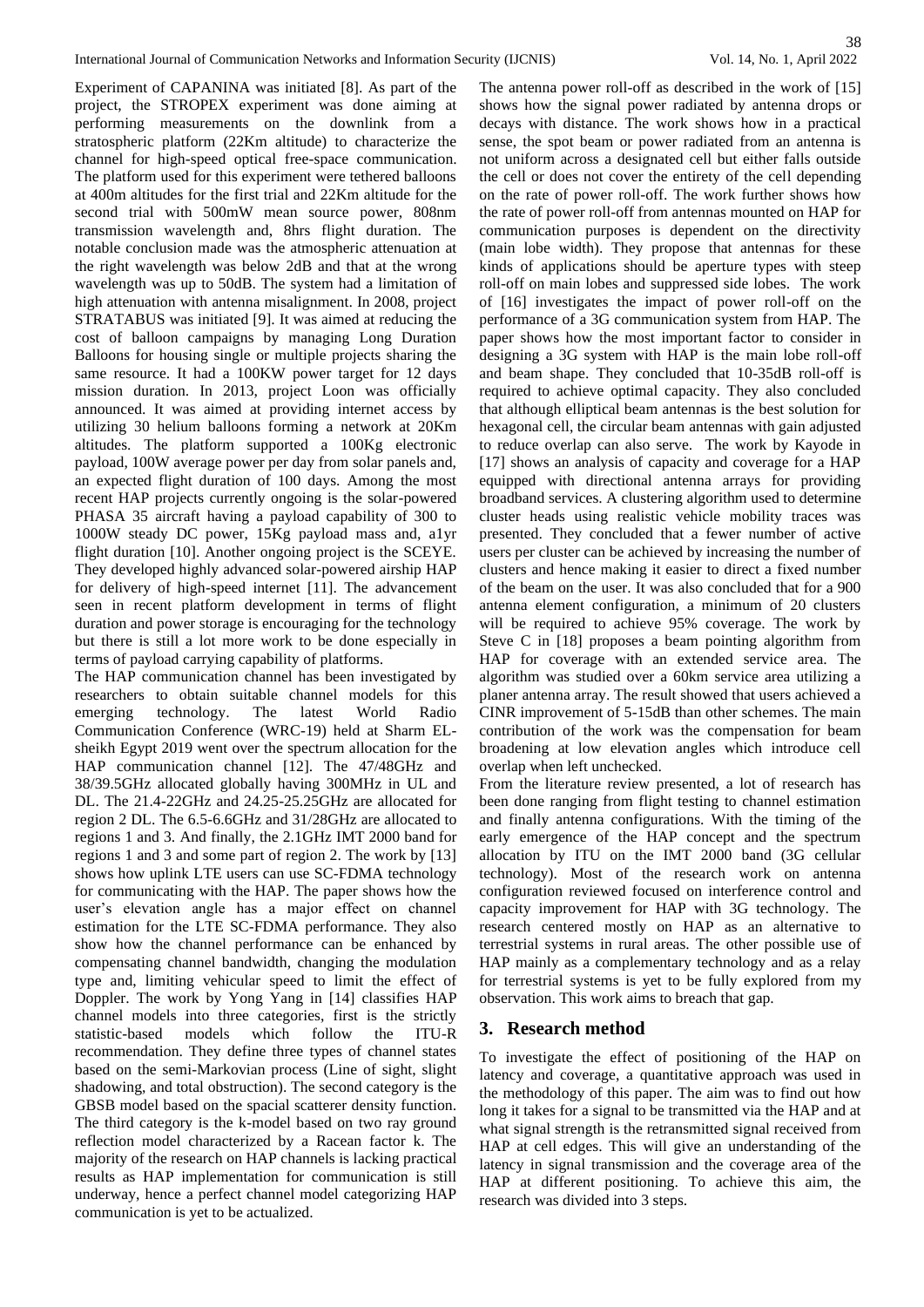Experiment of CAPANINA was initiated [8]. As part of the project, the STROPEX experiment was done aiming at performing measurements on the downlink from a stratospheric platform (22Km altitude) to characterize the channel for high-speed optical free-space communication. The platform used for this experiment were tethered balloons at 400m altitudes for the first trial and 22Km altitude for the second trial with 500mW mean source power, 808nm transmission wavelength and, 8hrs flight duration. The notable conclusion made was the atmospheric attenuation at the right wavelength was below 2dB and that at the wrong wavelength was up to 50dB. The system had a limitation of high attenuation with antenna misalignment. In 2008, project STRATABUS was initiated [9]. It was aimed at reducing the cost of balloon campaigns by managing Long Duration Balloons for housing single or multiple projects sharing the same resource. It had a 100KW power target for 12 days mission duration. In 2013, project Loon was officially announced. It was aimed at providing internet access by utilizing 30 helium balloons forming a network at 20Km altitudes. The platform supported a 100Kg electronic payload, 100W average power per day from solar panels and, an expected flight duration of 100 days. Among the most recent HAP projects currently ongoing is the solar-powered PHASA 35 aircraft having a payload capability of 300 to 1000W steady DC power, 15Kg payload mass and, a1yr flight duration [10]. Another ongoing project is the SCEYE. They developed highly advanced solar-powered airship HAP for delivery of high-speed internet [11]. The advancement seen in recent platform development in terms of flight duration and power storage is encouraging for the technology but there is still a lot more work to be done especially in terms of payload carrying capability of platforms.

The HAP communication channel has been investigated by researchers to obtain suitable channel models for this emerging technology. The latest World Radio Communication Conference (WRC-19) held at Sharm EL-sheikh Egypt 2019 went over the spectrum allocation for the HAP communication channel [12]. The 47/48GHz and 38/39.5GHz allocated globally having 300MHz in UL and DL. The 21.4-22GHz and 24.25-25.25GHz are allocated for region 2 DL. The 6.5-6.6GHz and 31/28GHz are allocated to regions 1 and 3. And finally, the 2.1GHz IMT 2000 band for regions 1 and 3 and some part of region 2. The work by [13] shows how uplink LTE users can use SC-FDMA technology for communicating with the HAP. The paper shows how the user's elevation angle has a major effect on channel estimation for the LTE SC-FDMA performance. They also show how the channel performance can be enhanced by compensating channel bandwidth, changing the modulation type and, limiting vehicular speed to limit the effect of Doppler. The work by Yong Yang in [14] classifies HAP channel models into three categories, first is the strictly statistic-based models which follow the ITU-R recommendation. They define three types of channel states based on the semi-Markovian process (Line of sight, slight shadowing, and total obstruction). The second category is the GBSB model based on the spacial scatterer density function. The third category is the k-model based on two ray ground reflection model characterized by a Racean factor k. The majority of the research on HAP channels is lacking practical results as HAP implementation for communication is still underway, hence a perfect channel model categorizing HAP communication is yet to be actualized.

The antenna power roll-off as described in the work of [15] shows how the signal power radiated by antenna drops or decays with distance. The work shows how in a practical sense, the spot beam or power radiated from an antenna is not uniform across a designated cell but either falls outside the cell or does not cover the entirety of the cell depending on the rate of power roll-off. The work further shows how the rate of power roll-off from antennas mounted on HAP for communication purposes is dependent on the directivity (main lobe width). They propose that antennas for these kinds of applications should be aperture types with steep roll-off on main lobes and suppressed side lobes. The work of [16] investigates the impact of power roll-off on the performance of a 3G communication system from HAP. The paper shows how the most important factor to consider in designing a 3G system with HAP is the main lobe roll-off and beam shape. They concluded that 10-35dB roll-off is required to achieve optimal capacity. They also concluded that although elliptical beam antennas is the best solution for hexagonal cell, the circular beam antennas with gain adjusted to reduce overlap can also serve. The work by Kayode in [17] shows an analysis of capacity and coverage for a HAP equipped with directional antenna arrays for providing broadband services. A clustering algorithm used to determine cluster heads using realistic vehicle mobility traces was presented. They concluded that a fewer number of active users per cluster can be achieved by increasing the number of clusters and hence making it easier to direct a fixed number of the beam on the user. It was also concluded that for a 900 antenna element configuration, a minimum of 20 clusters will be required to achieve 95% coverage. The work by Steve C in [18] proposes a beam pointing algorithm from HAP for coverage with an extended service area. The algorithm was studied over a 60km service area utilizing a planer antenna array. The result showed that users achieved a CINR improvement of 5-15dB than other schemes. The main contribution of the work was the compensation for beam broadening at low elevation angles which introduce cell overlap when left unchecked.

From the literature review presented, a lot of research has been done ranging from flight testing to channel estimation and finally antenna configurations. With the timing of the early emergence of the HAP concept and the spectrum allocation by ITU on the IMT 2000 band (3G cellular technology). Most of the research work on antenna configuration reviewed focused on interference control and capacity improvement for HAP with 3G technology. The research centered mostly on HAP as an alternative to terrestrial systems in rural areas. The other possible use of HAP mainly as a complementary technology and as a relay for terrestrial systems is yet to be fully explored from my observation. This work aims to breach that gap.

## 3. Research method

To investigate the effect of positioning of the HAP on latency and coverage, a quantitative approach was used in the methodology of this paper. The aim was to find out how long it takes for a signal to be transmitted via the HAP and at what signal strength is the retransmitted signal received from HAP at cell edges. This will give an understanding of the latency in signal transmission and the coverage area of the HAP at different positioning. To achieve this aim, the research was divided into 3 steps.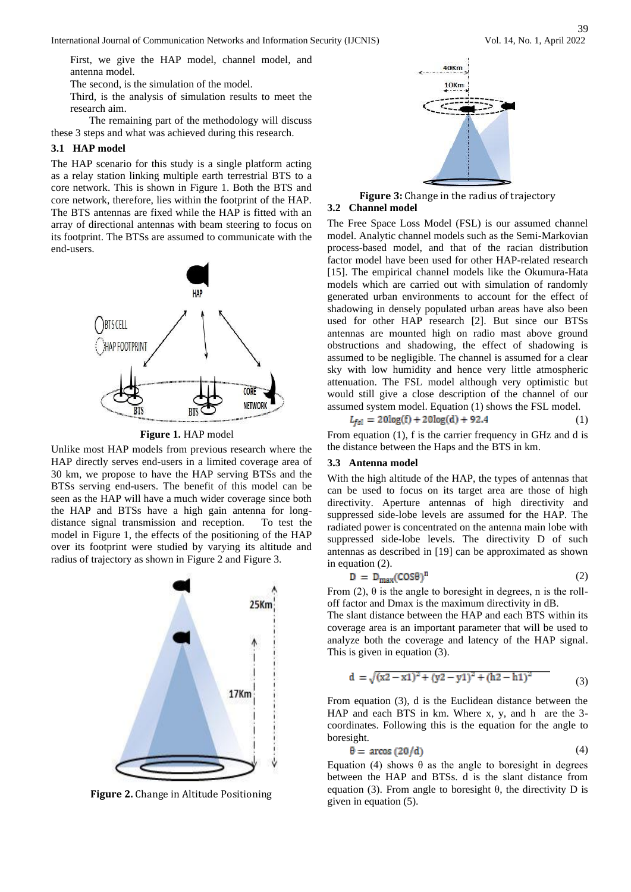First, we give the HAP model, channel model, and antenna model.

The second, is the simulation of the model.

Third, is the analysis of simulation results to meet the research aim.

The remaining part of the methodology will discuss these 3 steps and what was achieved during this research.

### 3.1 HAP model

The HAP scenario for this study is a single platform acting as a relay station linking multiple earth terrestrial BTS to a core network. This is shown in Figure 1. Both the BTS and core network, therefore, lies within the footprint of the HAP. The BTS antennas are fixed while the HAP is fitted with an array of directional antennas with beam steering to focus on its footprint. The BTSs are assumed to communicate with the end-users.

**Figure 1.** HAP model

Unlike most HAP models from previous research where the HAP directly serves end-users in a limited coverage area of 30 km, we propose to have the HAP serving BTSs and the BTSs serving end-users. The benefit of this model can be seen as the HAP will have a much wider coverage since both the HAP and BTSs have a high gain antenna for long-distance signal transmission and reception. To test the model in Figure 1, the effects of the positioning of the HAP over its footprint were studied by varying its altitude and radius of trajectory as shown in Figure 2 and Figure 3.

**Figure 2.** Change in Altitude Positioning

**Figure 3:** Change in the radius of trajectory

### 3.2 Channel model

The Free Space Loss Model (FSL) is our assumed channel model. Analytic channel models such as the Semi-Markovian process-based model, and that of the racian distribution factor model have been used for other HAP-related research [15]. The empirical channel models like the Okumura-Hata models which are carried out with simulation of randomly generated urban environments to account for the effect of shadowing in densely populated urban areas have also been used for other HAP research [2]. But since our BTSs antennas are mounted high on radio mast above ground obstructions and shadowing, the effect of shadowing is assumed to be negligible. The channel is assumed for a clear sky with low humidity and hence very little atmospheric attenuation. The FSL model although very optimistic but would still give a close description of the channel of our assumed system model. Equation (1) shows the FSL model.

$$L_{fsl} = 20\log(f) + 20\log(d) + 92.4 \tag{1}$$

From equation (1), f is the carrier frequency in GHz and d is the distance between the Haps and the BTS in km.

### 3.3 Antenna model

With the high altitude of the HAP, the types of antennas that can be used to focus on its target area are those of high directivity. Aperture antennas of high directivity and suppressed side-lobe levels are assumed for the HAP. The radiated power is concentrated on the antenna main lobe with suppressed side-lobe levels. The directivity D of such antennas as described in [19] can be approximated as shown in equation (2).

$$D = D_{max}(\cos\theta)^{n} \tag{2}$$

From (2), θ is the angle to boresight in degrees, n is the roll-off factor and Dmax is the maximum directivity in dB.

The slant distance between the HAP and each BTS within its coverage area is an important parameter that will be used to analyze both the coverage and latency of the HAP signal. This is given in equation (3).

$$d = \sqrt{(x2 - x1)^2 + (y2 - y1)^2 + (h2 - h1)^2} \tag{3}$$

From equation (3), d is the Euclidean distance between the HAP and each BTS in km. Where x, y, and h are the 3-coordinates. Following this is the equation for the angle to boresight.

$$\theta = \arccos(20/d) \tag{4}$$

Equation (4) shows θ as the angle to boresight in degrees between the HAP and BTSs. d is the slant distance from equation (3). From angle to boresight θ, the directivity D is given in equation (5).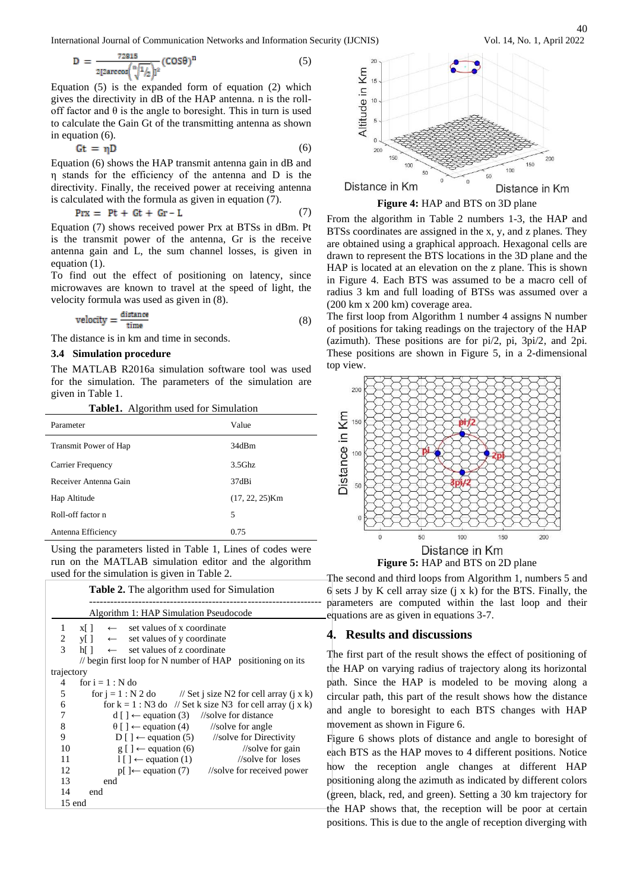$$D = \frac{72815}{2[2\arccos\left(\sqrt[n]{1/2}\right)]^2}(\cos\theta)^n \qquad (5)$$

Equation (5) is the expanded form of equation (2) which gives the directivity in dB of the HAP antenna. n is the roll-off factor and θ is the angle to boresight. This in turn is used to calculate the Gain Gt of the transmitting antenna as shown in equation (6).

$$Gt = \eta D \qquad (6)$$

Equation (6) shows the HAP transmit antenna gain in dB and η stands for the efficiency of the antenna and D is the directivity. Finally, the received power at receiving antenna is calculated with the formula as given in equation (7).

$$Prx = Pt + Gt + Gr - L \qquad (7)$$

Equation (7) shows received power Prx at BTSs in dBm. Pt is the transmit power of the antenna, Gr is the receive antenna gain and L, the sum channel losses, is given in equation (1).

To find out the effect of positioning on latency, since microwaves are known to travel at the speed of light, the velocity formula was used as given in (8).

$$velocity = \frac{distance}{time} \qquad (8)$$

The distance is in km and time in seconds.

### 3.4 Simulation procedure

The MATLAB R2016a simulation software tool was used for the simulation. The parameters of the simulation are given in Table 1.

**Table1.** Algorithm used for Simulation

| Parameter | Value |
|---|---|
| Transmit Power of Hap | 34dBm |
| Carrier Frequency | 3.5Ghz |
| Receiver Antenna Gain | 37dBi |
| Hap Altitude | (17, 22, 25)Km |
| Roll-off factor n | 5 |
| Antenna Efficiency | 0.75 |

Using the parameters listed in Table 1, Lines of codes were run on the MATLAB simulation editor and the algorithm used for the simulation is given in Table 2.

**Table 2.** The algorithm used for Simulation

Algorithm 1: HAP Simulation Pseudocode

```
1   x[ ]   ←   set values of x coordinate
2   y[ ]   ←   set values of y coordinate
3   h[ ]   ←   set values of z coordinate
    // begin first loop for N number of HAP positioning on its trajectory
4   for i = 1 : N do
5     for j = 1 : N 2 do      // Set j size N2 for cell array (j x k)
6       for k = 1 : N3 do   // Set k size N3 for cell array (j x k)
7         d [ ] ← equation (3)    //solve for distance
8         θ [ ] ← equation (4)     //solve for angle
9         D [ ] ← equation (5)     //solve for Directivity
10        g [ ] ← equation (6)             //solve for gain
11        l [ ] ← equation (1)             //solve for loses
12        p[ ]← equation (7)      //solve for received power
13      end
14    end
15 end
```

**Figure 4:** HAP and BTS on 3D plane

From the algorithm in Table 2 numbers 1-3, the HAP and BTSs coordinates are assigned in the x, y, and z planes. They are obtained using a graphical approach. Hexagonal cells are drawn to represent the BTS locations in the 3D plane and the HAP is located at an elevation on the z plane. This is shown in Figure 4. Each BTS was assumed to be a macro cell of radius 3 km and full loading of BTSs was assumed over a (200 km x 200 km) coverage area.

The first loop from Algorithm 1 number 4 assigns N number of positions for taking readings on the trajectory of the HAP (azimuth). These positions are for pi/2, pi, 3pi/2, and 2pi. These positions are shown in Figure 5, in a 2-dimensional top view.

**Figure 5:** HAP and BTS on 2D plane

The second and third loops from Algorithm 1, numbers 5 and 6 sets J by K cell array size (j x k) for the BTS. Finally, the parameters are computed within the last loop and their equations are as given in equations 3-7.

## 4. Results and discussions

The first part of the result shows the effect of positioning of the HAP on varying radius of trajectory along its horizontal path. Since the HAP is modeled to be moving along a circular path, this part of the result shows how the distance and angle to boresight to each BTS changes with HAP movement as shown in Figure 6.

Figure 6 shows plots of distance and angle to boresight of each BTS as the HAP moves to 4 different positions. Notice how the reception angle changes at different HAP positioning along the azimuth as indicated by different colors (green, black, red, and green). Setting a 30 km trajectory for the HAP shows that, the reception will be poor at certain positions. This is due to the angle of reception diverging with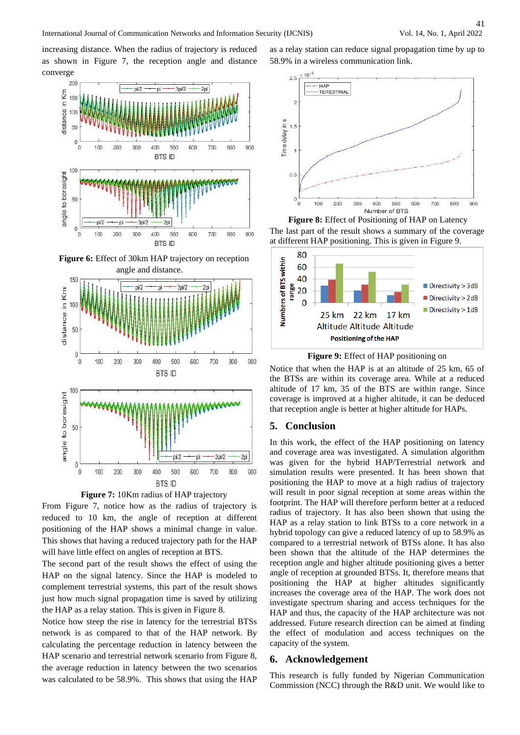increasing distance. When the radius of trajectory is reduced as shown in Figure 7, the reception angle and distance converge

**Figure 6:** Effect of 30km HAP trajectory on reception angle and distance.

**Figure 7:** 10Km radius of HAP trajectory

From Figure 7, notice how as the radius of trajectory is reduced to 10 km, the angle of reception at different positioning of the HAP shows a minimal change in value. This shows that having a reduced trajectory path for the HAP will have little effect on angles of reception at BTS.

The second part of the result shows the effect of using the HAP on the signal latency. Since the HAP is modeled to complement terrestrial systems, this part of the result shows just how much signal propagation time is saved by utilizing the HAP as a relay station. This is given in Figure 8.

Notice how steep the rise in latency for the terrestrial BTSs network is as compared to that of the HAP network. By calculating the percentage reduction in latency between the HAP scenario and terrestrial network scenario from Figure 8, the average reduction in latency between the two scenarios was calculated to be 58.9%. This shows that using the HAP as a relay station can reduce signal propagation time by up to 58.9% in a wireless communication link.

**Figure 8:** Effect of Positioning of HAP on Latency

The last part of the result shows a summary of the coverage at different HAP positioning. This is given in Figure 9.

**Figure 9:** Effect of HAP positioning on

Notice that when the HAP is at an altitude of 25 km, 65 of the BTSs are within its coverage area. While at a reduced altitude of 17 km, 35 of the BTS are within range. Since coverage is improved at a higher altitude, it can be deduced that reception angle is better at higher altitude for HAPs.

## 5. Conclusion

In this work, the effect of the HAP positioning on latency and coverage area was investigated. A simulation algorithm was given for the hybrid HAP/Terrestrial network and simulation results were presented. It has been shown that positioning the HAP to move at a high radius of trajectory will result in poor signal reception at some areas within the footprint. The HAP will therefore perform better at a reduced radius of trajectory. It has also been shown that using the HAP as a relay station to link BTSs to a core network in a hybrid topology can give a reduced latency of up to 58.9% as compared to a terrestrial network of BTSs alone. It has also been shown that the altitude of the HAP determines the reception angle and higher altitude positioning gives a better angle of reception at grounded BTSs. It, therefore means that positioning the HAP at higher altitudes significantly increases the coverage area of the HAP. The work does not investigate spectrum sharing and access techniques for the HAP and thus, the capacity of the HAP architecture was not addressed. Future research direction can be aimed at finding the effect of modulation and access techniques on the capacity of the system.

## 6. Acknowledgement

This research is fully funded by Nigerian Communication Commission (NCC) through the R&D unit. We would like to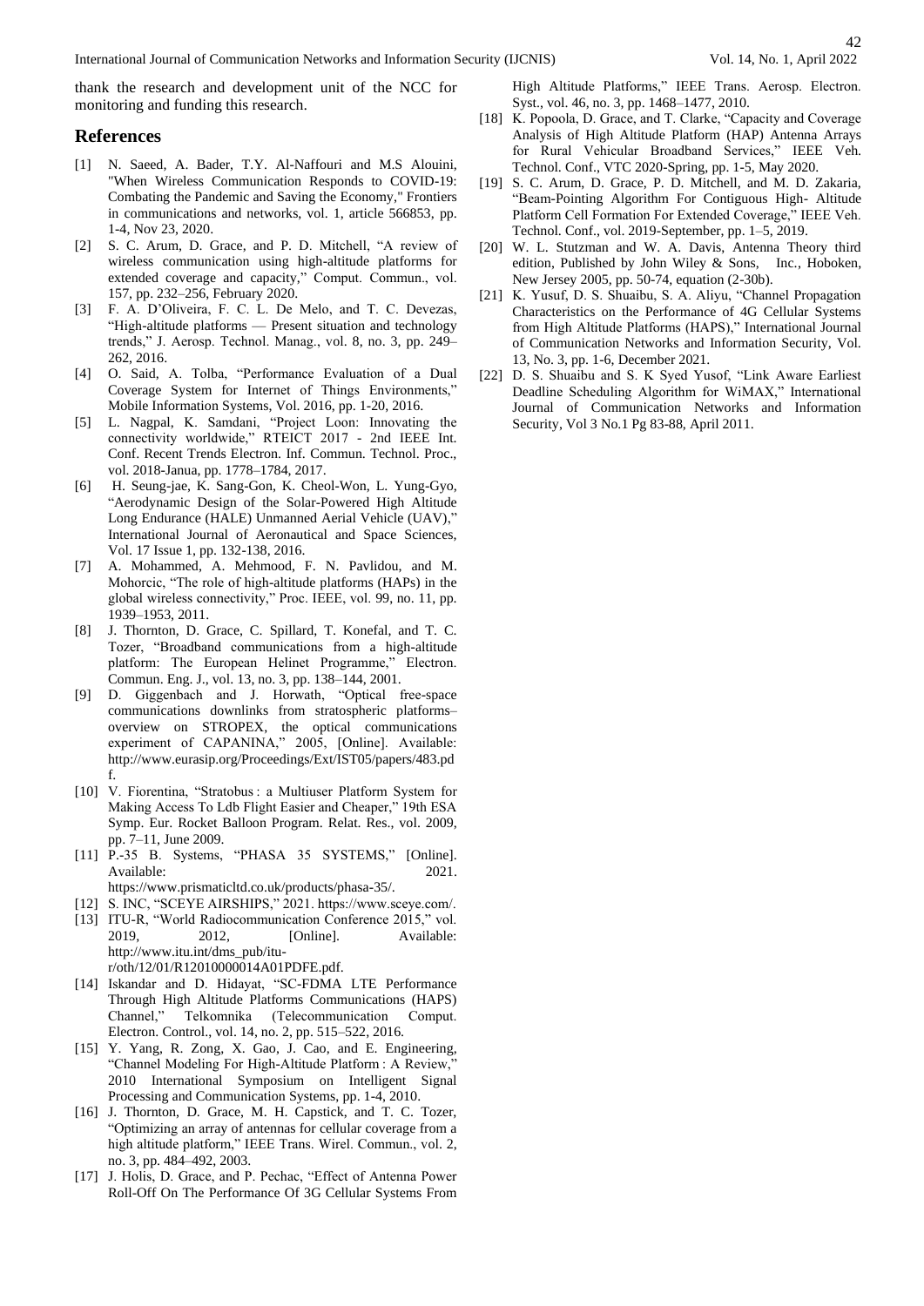thank the research and development unit of the NCC for monitoring and funding this research.

## References

[1] N. Saeed, A. Bader, T.Y. Al-Naffouri and M.S Alouini, "When Wireless Communication Responds to COVID-19: Combating the Pandemic and Saving the Economy," Frontiers in communications and networks, vol. 1, article 566853, pp. 1-4, Nov 23, 2020.

[2] S. C. Arum, D. Grace, and P. D. Mitchell, "A review of wireless communication using high-altitude platforms for extended coverage and capacity," Comput. Commun., vol. 157, pp. 232–256, February 2020.

[3] F. A. D'Oliveira, F. C. L. De Melo, and T. C. Devezas, "High-altitude platforms — Present situation and technology trends," J. Aerosp. Technol. Manag., vol. 8, no. 3, pp. 249–262, 2016.

[4] O. Said, A. Tolba, "Performance Evaluation of a Dual Coverage System for Internet of Things Environments," Mobile Information Systems, Vol. 2016, pp. 1-20, 2016.

[5] L. Nagpal, K. Samdani, "Project Loon: Innovating the connectivity worldwide," RTEICT 2017 - 2nd IEEE Int. Conf. Recent Trends Electron. Inf. Commun. Technol. Proc., vol. 2018-Janua, pp. 1778–1784, 2017.

[6] H. Seung-jae, K. Sang-Gon, K. Cheol-Won, L. Yung-Gyo, "Aerodynamic Design of the Solar-Powered High Altitude Long Endurance (HALE) Unmanned Aerial Vehicle (UAV)," International Journal of Aeronautical and Space Sciences, Vol. 17 Issue 1, pp. 132-138, 2016.

[7] A. Mohammed, A. Mehmood, F. N. Pavlidou, and M. Mohorcic, "The role of high-altitude platforms (HAPs) in the global wireless connectivity," Proc. IEEE, vol. 99, no. 11, pp. 1939–1953, 2011.

[8] J. Thornton, D. Grace, C. Spillard, T. Konefal, and T. C. Tozer, "Broadband communications from a high-altitude platform: The European Helinet Programme," Electron. Commun. Eng. J., vol. 13, no. 3, pp. 138–144, 2001.

[9] D. Giggenbach and J. Horwath, "Optical free-space communications downlinks from stratospheric platforms– overview on STROPEX, the optical communications experiment of CAPANINA," 2005, [Online]. Available: http://www.eurasip.org/Proceedings/Ext/IST05/papers/483.pdf.

[10] V. Fiorentina, "Stratobus : a Multiuser Platform System for Making Access To Ldb Flight Easier and Cheaper," 19th ESA Symp. Eur. Rocket Balloon Program. Relat. Res., vol. 2009, pp. 7–11, June 2009.

[11] P.-35 B. Systems, "PHASA 35 SYSTEMS," [Online]. Available: 2021. https://www.prismaticltd.co.uk/products/phasa-35/.

[12] S. INC, "SCEYE AIRSHIPS," 2021. https://www.sceye.com/.

[13] ITU-R, "World Radiocommunication Conference 2015," vol. 2019, 2012, [Online]. Available: http://www.itu.int/dms_pub/itu-r/oth/12/01/R12010000014A01PDFE.pdf.

[14] Iskandar and D. Hidayat, "SC-FDMA LTE Performance Through High Altitude Platforms Communications (HAPS) Channel," Telkomnika (Telecommunication Comput. Electron. Control., vol. 14, no. 2, pp. 515–522, 2016.

[15] Y. Yang, R. Zong, X. Gao, J. Cao, and E. Engineering, "Channel Modeling For High-Altitude Platform : A Review," 2010 International Symposium on Intelligent Signal Processing and Communication Systems, pp. 1-4, 2010.

[16] J. Thornton, D. Grace, M. H. Capstick, and T. C. Tozer, "Optimizing an array of antennas for cellular coverage from a high altitude platform," IEEE Trans. Wirel. Commun., vol. 2, no. 3, pp. 484–492, 2003.

[17] J. Holis, D. Grace, and P. Pechac, "Effect of Antenna Power Roll-Off On The Performance Of 3G Cellular Systems From High Altitude Platforms," IEEE Trans. Aerosp. Electron. Syst., vol. 46, no. 3, pp. 1468–1477, 2010.

[18] K. Popoola, D. Grace, and T. Clarke, "Capacity and Coverage Analysis of High Altitude Platform (HAP) Antenna Arrays for Rural Vehicular Broadband Services," IEEE Veh. Technol. Conf., VTC 2020-Spring, pp. 1-5, May 2020.

[19] S. C. Arum, D. Grace, P. D. Mitchell, and M. D. Zakaria, "Beam-Pointing Algorithm For Contiguous High- Altitude Platform Cell Formation For Extended Coverage," IEEE Veh. Technol. Conf., vol. 2019-September, pp. 1–5, 2019.

[20] W. L. Stutzman and W. A. Davis, Antenna Theory third edition, Published by John Wiley & Sons, Inc., Hoboken, New Jersey 2005, pp. 50-74, equation (2-30b).

[21] K. Yusuf, D. S. Shuaibu, S. A. Aliyu, "Channel Propagation Characteristics on the Performance of 4G Cellular Systems from High Altitude Platforms (HAPS)," International Journal of Communication Networks and Information Security, Vol. 13, No. 3, pp. 1-6, December 2021.

[22] D. S. Shuaibu and S. K Syed Yusof, "Link Aware Earliest Deadline Scheduling Algorithm for WiMAX," International Journal of Communication Networks and Information Security, Vol 3 No.1 Pg 83-88, April 2011.